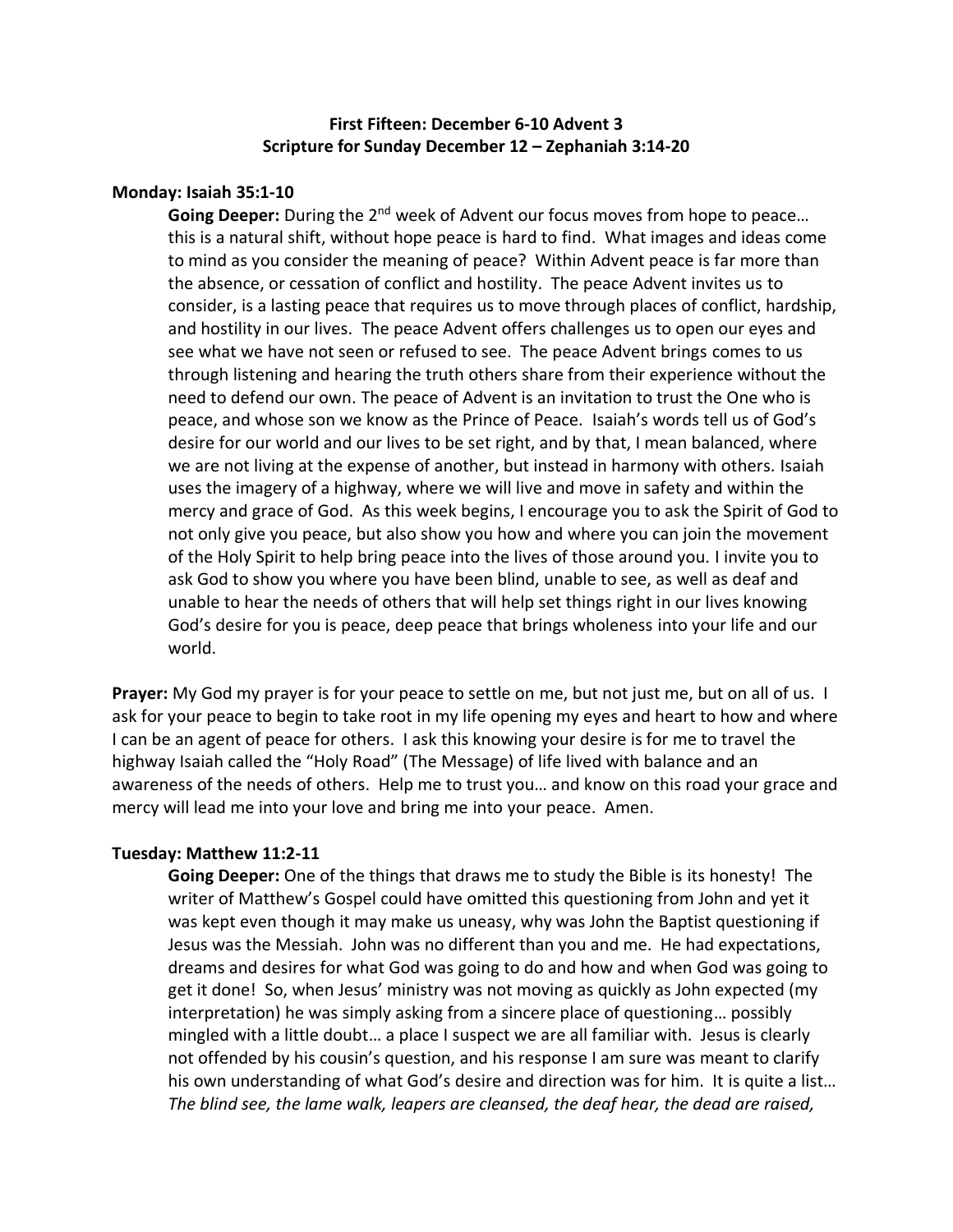**First Fifteen: December 6-10 Advent 3**
**Scripture for Sunday December 12 – Zephaniah 3:14-20**

**Monday: Isaiah 35:1-10**

> **Going Deeper:** During the 2nd week of Advent our focus moves from hope to peace… this is a natural shift, without hope peace is hard to find. What images and ideas come to mind as you consider the meaning of peace? Within Advent peace is far more than the absence, or cessation of conflict and hostility. The peace Advent invites us to consider, is a lasting peace that requires us to move through places of conflict, hardship, and hostility in our lives. The peace Advent offers challenges us to open our eyes and see what we have not seen or refused to see. The peace Advent brings comes to us through listening and hearing the truth others share from their experience without the need to defend our own. The peace of Advent is an invitation to trust the One who is peace, and whose son we know as the Prince of Peace. Isaiah's words tell us of God's desire for our world and our lives to be set right, and by that, I mean balanced, where we are not living at the expense of another, but instead in harmony with others. Isaiah uses the imagery of a highway, where we will live and move in safety and within the mercy and grace of God. As this week begins, I encourage you to ask the Spirit of God to not only give you peace, but also show you how and where you can join the movement of the Holy Spirit to help bring peace into the lives of those around you. I invite you to ask God to show you where you have been blind, unable to see, as well as deaf and unable to hear the needs of others that will help set things right in our lives knowing God's desire for you is peace, deep peace that brings wholeness into your life and our world.

**Prayer:** My God my prayer is for your peace to settle on me, but not just me, but on all of us. I ask for your peace to begin to take root in my life opening my eyes and heart to how and where I can be an agent of peace for others. I ask this knowing your desire is for me to travel the highway Isaiah called the "Holy Road" (The Message) of life lived with balance and an awareness of the needs of others. Help me to trust you… and know on this road your grace and mercy will lead me into your love and bring me into your peace. Amen.

**Tuesday: Matthew 11:2-11**

> **Going Deeper:** One of the things that draws me to study the Bible is its honesty! The writer of Matthew's Gospel could have omitted this questioning from John and yet it was kept even though it may make us uneasy, why was John the Baptist questioning if Jesus was the Messiah. John was no different than you and me. He had expectations, dreams and desires for what God was going to do and how and when God was going to get it done! So, when Jesus' ministry was not moving as quickly as John expected (my interpretation) he was simply asking from a sincere place of questioning… possibly mingled with a little doubt… a place I suspect we are all familiar with. Jesus is clearly not offended by his cousin's question, and his response I am sure was meant to clarify his own understanding of what God's desire and direction was for him. It is quite a list… *The blind see, the lame walk, leapers are cleansed, the deaf hear, the dead are raised,*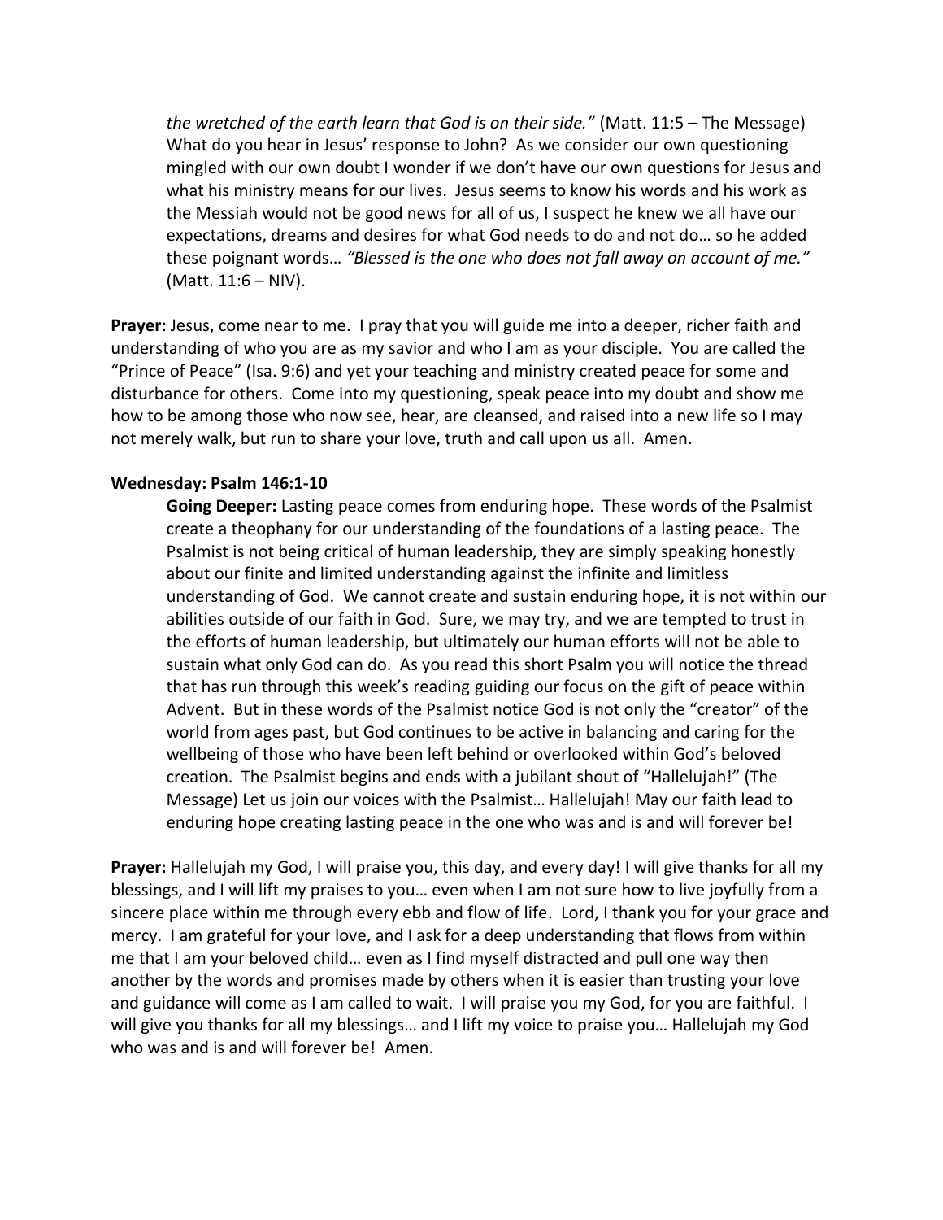*the wretched of the earth learn that God is on their side."* (Matt. 11:5 – The Message) What do you hear in Jesus' response to John? As we consider our own questioning mingled with our own doubt I wonder if we don't have our own questions for Jesus and what his ministry means for our lives. Jesus seems to know his words and his work as the Messiah would not be good news for all of us, I suspect he knew we all have our expectations, dreams and desires for what God needs to do and not do… so he added these poignant words… *"Blessed is the one who does not fall away on account of me."* (Matt. 11:6 – NIV).

**Prayer:** Jesus, come near to me. I pray that you will guide me into a deeper, richer faith and understanding of who you are as my savior and who I am as your disciple. You are called the "Prince of Peace" (Isa. 9:6) and yet your teaching and ministry created peace for some and disturbance for others. Come into my questioning, speak peace into my doubt and show me how to be among those who now see, hear, are cleansed, and raised into a new life so I may not merely walk, but run to share your love, truth and call upon us all. Amen.

**Wednesday: Psalm 146:1-10**

**Going Deeper:** Lasting peace comes from enduring hope. These words of the Psalmist create a theophany for our understanding of the foundations of a lasting peace. The Psalmist is not being critical of human leadership, they are simply speaking honestly about our finite and limited understanding against the infinite and limitless understanding of God. We cannot create and sustain enduring hope, it is not within our abilities outside of our faith in God. Sure, we may try, and we are tempted to trust in the efforts of human leadership, but ultimately our human efforts will not be able to sustain what only God can do. As you read this short Psalm you will notice the thread that has run through this week's reading guiding our focus on the gift of peace within Advent. But in these words of the Psalmist notice God is not only the "creator" of the world from ages past, but God continues to be active in balancing and caring for the wellbeing of those who have been left behind or overlooked within God's beloved creation. The Psalmist begins and ends with a jubilant shout of "Hallelujah!" (The Message) Let us join our voices with the Psalmist… Hallelujah! May our faith lead to enduring hope creating lasting peace in the one who was and is and will forever be!

**Prayer:** Hallelujah my God, I will praise you, this day, and every day! I will give thanks for all my blessings, and I will lift my praises to you… even when I am not sure how to live joyfully from a sincere place within me through every ebb and flow of life. Lord, I thank you for your grace and mercy. I am grateful for your love, and I ask for a deep understanding that flows from within me that I am your beloved child… even as I find myself distracted and pull one way then another by the words and promises made by others when it is easier than trusting your love and guidance will come as I am called to wait. I will praise you my God, for you are faithful. I will give you thanks for all my blessings… and I lift my voice to praise you… Hallelujah my God who was and is and will forever be! Amen.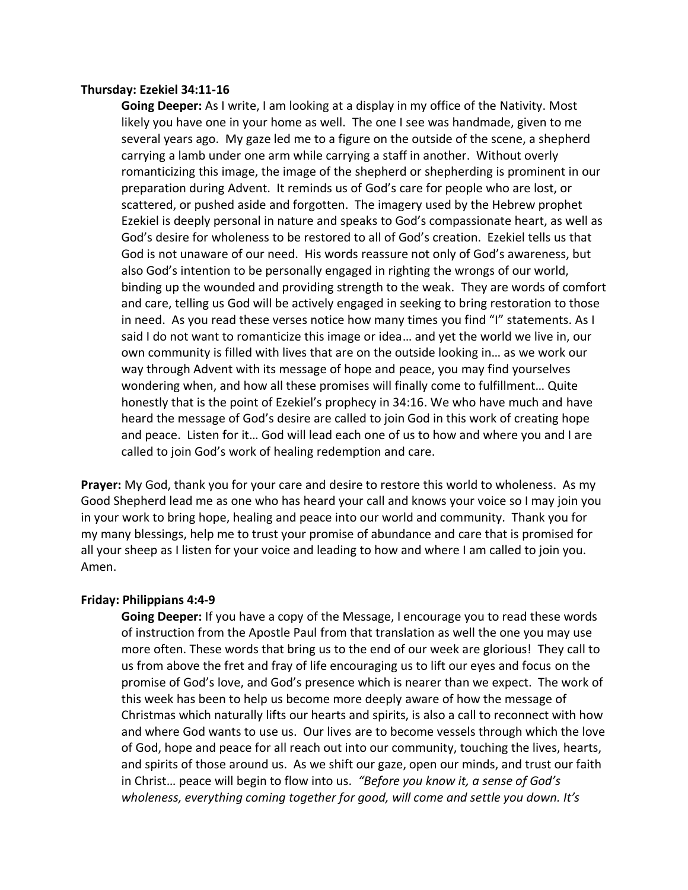**Thursday: Ezekiel 34:11-16**

**Going Deeper:** As I write, I am looking at a display in my office of the Nativity. Most likely you have one in your home as well. The one I see was handmade, given to me several years ago. My gaze led me to a figure on the outside of the scene, a shepherd carrying a lamb under one arm while carrying a staff in another. Without overly romanticizing this image, the image of the shepherd or shepherding is prominent in our preparation during Advent. It reminds us of God's care for people who are lost, or scattered, or pushed aside and forgotten. The imagery used by the Hebrew prophet Ezekiel is deeply personal in nature and speaks to God's compassionate heart, as well as God's desire for wholeness to be restored to all of God's creation. Ezekiel tells us that God is not unaware of our need. His words reassure not only of God's awareness, but also God's intention to be personally engaged in righting the wrongs of our world, binding up the wounded and providing strength to the weak. They are words of comfort and care, telling us God will be actively engaged in seeking to bring restoration to those in need. As you read these verses notice how many times you find "I" statements. As I said I do not want to romanticize this image or idea… and yet the world we live in, our own community is filled with lives that are on the outside looking in… as we work our way through Advent with its message of hope and peace, you may find yourselves wondering when, and how all these promises will finally come to fulfillment… Quite honestly that is the point of Ezekiel's prophecy in 34:16. We who have much and have heard the message of God's desire are called to join God in this work of creating hope and peace. Listen for it… God will lead each one of us to how and where you and I are called to join God's work of healing redemption and care.

**Prayer:** My God, thank you for your care and desire to restore this world to wholeness. As my Good Shepherd lead me as one who has heard your call and knows your voice so I may join you in your work to bring hope, healing and peace into our world and community. Thank you for my many blessings, help me to trust your promise of abundance and care that is promised for all your sheep as I listen for your voice and leading to how and where I am called to join you. Amen.

**Friday: Philippians 4:4-9**

**Going Deeper:** If you have a copy of the Message, I encourage you to read these words of instruction from the Apostle Paul from that translation as well the one you may use more often. These words that bring us to the end of our week are glorious! They call to us from above the fret and fray of life encouraging us to lift our eyes and focus on the promise of God's love, and God's presence which is nearer than we expect. The work of this week has been to help us become more deeply aware of how the message of Christmas which naturally lifts our hearts and spirits, is also a call to reconnect with how and where God wants to use us. Our lives are to become vessels through which the love of God, hope and peace for all reach out into our community, touching the lives, hearts, and spirits of those around us. As we shift our gaze, open our minds, and trust our faith in Christ… peace will begin to flow into us. *"Before you know it, a sense of God's wholeness, everything coming together for good, will come and settle you down. It's*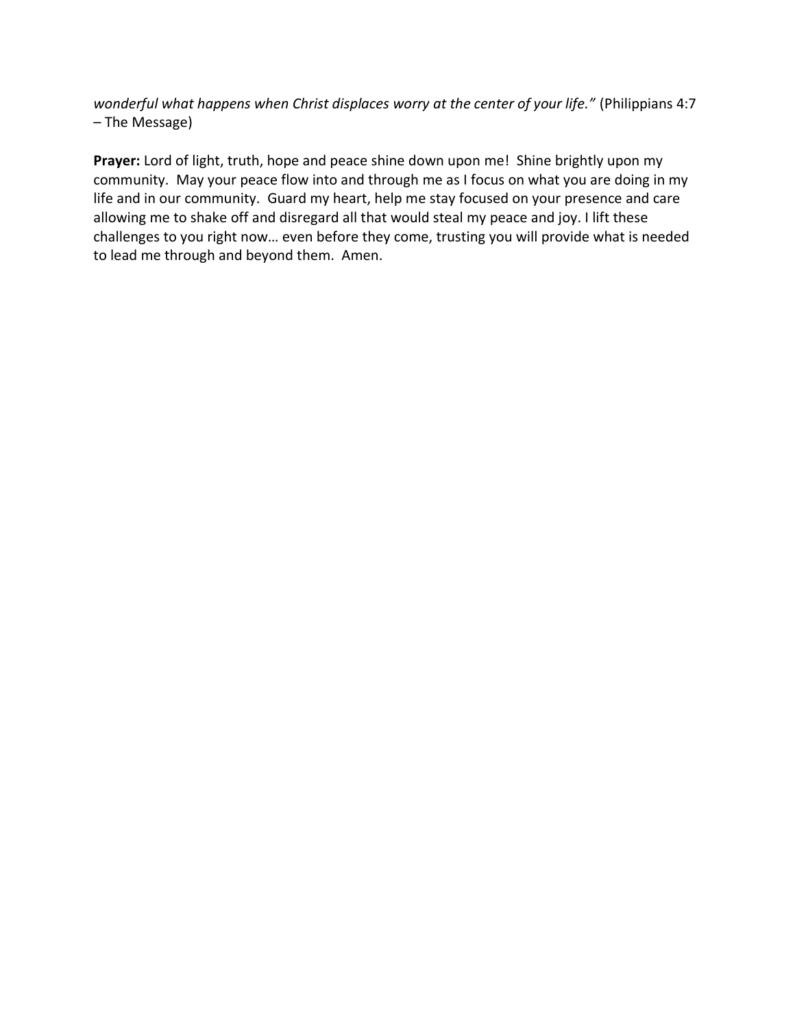*wonderful what happens when Christ displaces worry at the center of your life."* (Philippians 4:7 – The Message)

**Prayer:** Lord of light, truth, hope and peace shine down upon me! Shine brightly upon my community. May your peace flow into and through me as I focus on what you are doing in my life and in our community. Guard my heart, help me stay focused on your presence and care allowing me to shake off and disregard all that would steal my peace and joy. I lift these challenges to you right now… even before they come, trusting you will provide what is needed to lead me through and beyond them. Amen.